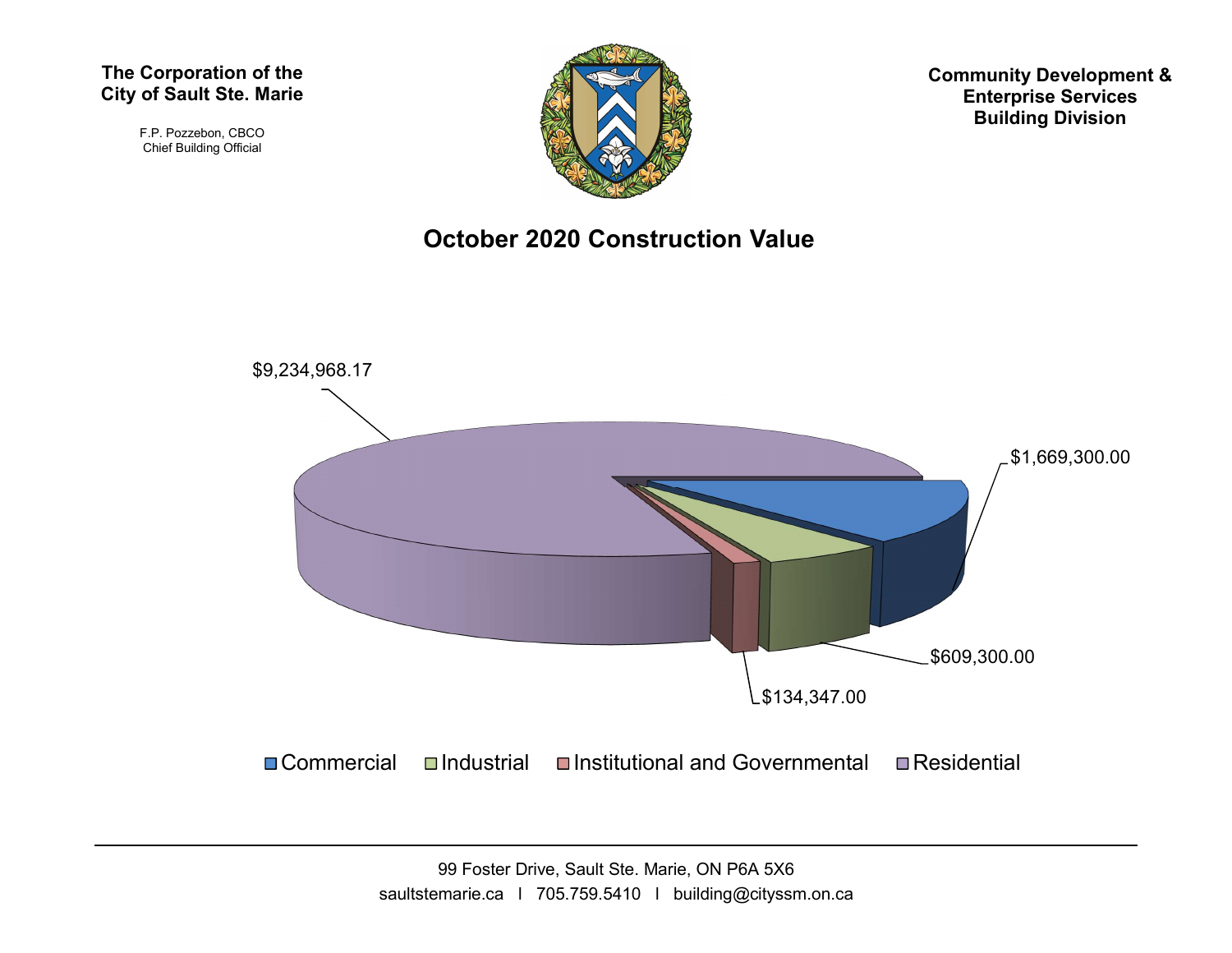**The Corporation of the City of Sault Ste. Marie**

F.P. Pozzebon, CBCO
Chief Building Official

**Community Development & Enterprise Services Building Division**

# October 2020 Construction Value

$9,234,968.17

$1,669,300.00

$609,300.00

$134,347.00

Commercial | Industrial | Institutional and Governmental | Residential

99 Foster Drive, Sault Ste. Marie, ON P6A 5X6
saultstemarie.ca | 705.759.5410 | building@cityssm.on.ca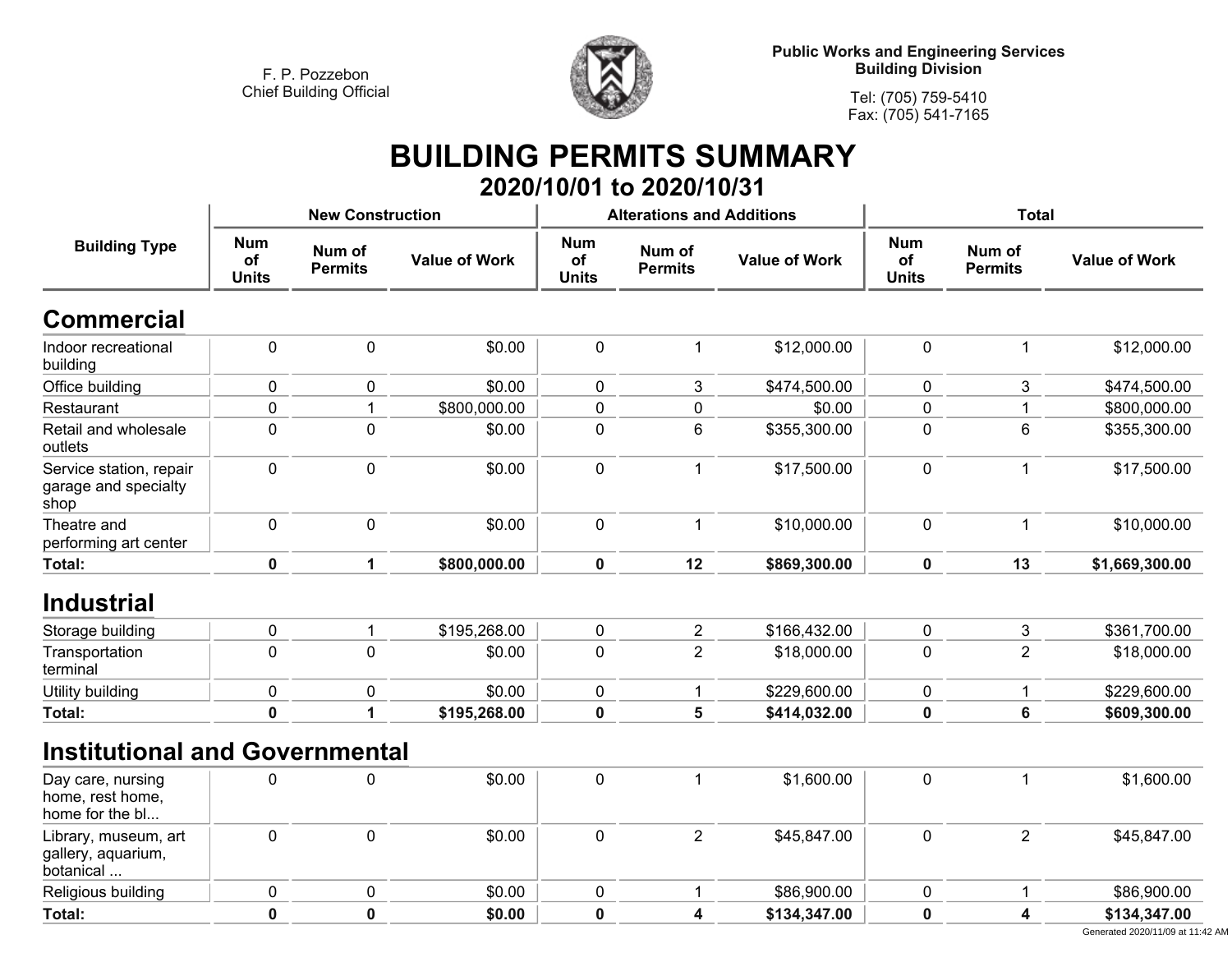F. P. Pozzebon
Chief Building Official

**Public Works and Engineering Services**
**Building Division**

Tel: (705) 759-5410
Fax: (705) 541-7165

# BUILDING PERMITS SUMMARY

## 2020/10/01 to 2020/10/31

| Building Type | New Construction | | | Alterations and Additions | | | Total | | |
|---|---|---|---|---|---|---|---|---|---|
| | Num of Units | Num of Permits | Value of Work | Num of Units | Num of Permits | Value of Work | Num of Units | Num of Permits | Value of Work |
| **Commercial** | | | | | | | | | |
| Indoor recreational building | 0 | 0 | $0.00 | 0 | 1 | $12,000.00 | 0 | 1 | $12,000.00 |
| Office building | 0 | 0 | $0.00 | 0 | 3 | $474,500.00 | 0 | 3 | $474,500.00 |
| Restaurant | 0 | 1 | $800,000.00 | 0 | 0 | $0.00 | 0 | 1 | $800,000.00 |
| Retail and wholesale outlets | 0 | 0 | $0.00 | 0 | 6 | $355,300.00 | 0 | 6 | $355,300.00 |
| Service station, repair garage and specialty shop | 0 | 0 | $0.00 | 0 | 1 | $17,500.00 | 0 | 1 | $17,500.00 |
| Theatre and performing art center | 0 | 0 | $0.00 | 0 | 1 | $10,000.00 | 0 | 1 | $10,000.00 |
| **Total:** | **0** | **1** | **$800,000.00** | **0** | **12** | **$869,300.00** | **0** | **13** | **$1,669,300.00** |
| **Industrial** | | | | | | | | | |
| Storage building | 0 | 1 | $195,268.00 | 0 | 2 | $166,432.00 | 0 | 3 | $361,700.00 |
| Transportation terminal | 0 | 0 | $0.00 | 0 | 2 | $18,000.00 | 0 | 2 | $18,000.00 |
| Utility building | 0 | 0 | $0.00 | 0 | 1 | $229,600.00 | 0 | 1 | $229,600.00 |
| **Total:** | **0** | **1** | **$195,268.00** | **0** | **5** | **$414,032.00** | **0** | **6** | **$609,300.00** |
| **Institutional and Governmental** | | | | | | | | | |
| Day care, nursing home, rest home, home for the bl... | 0 | 0 | $0.00 | 0 | 1 | $1,600.00 | 0 | 1 | $1,600.00 |
| Library, museum, art gallery, aquarium, botanical ... | 0 | 0 | $0.00 | 0 | 2 | $45,847.00 | 0 | 2 | $45,847.00 |
| Religious building | 0 | 0 | $0.00 | 0 | 1 | $86,900.00 | 0 | 1 | $86,900.00 |
| **Total:** | **0** | **0** | **$0.00** | **0** | **4** | **$134,347.00** | **0** | **4** | **$134,347.00** |

Generated 2020/11/09 at 11:42 AM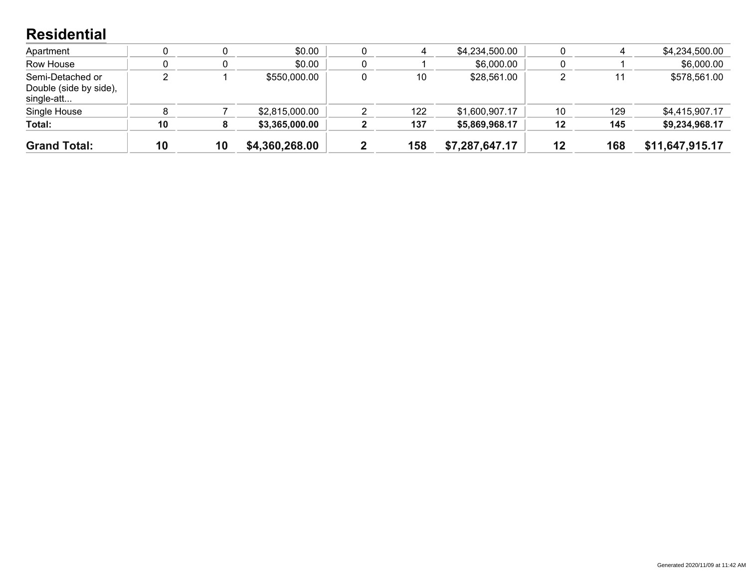## Residential

| | | | | | | | | | |
|---|---|---|---|---|---|---|---|---|---|
| Apartment | 0 | 0 | $0.00 | 0 | 4 | $4,234,500.00 | 0 | 4 | $4,234,500.00 |
| Row House | 0 | 0 | $0.00 | 0 | 1 | $6,000.00 | 0 | 1 | $6,000.00 |
| Semi-Detached or Double (side by side), single-att... | 2 | 1 | $550,000.00 | 0 | 10 | $28,561.00 | 2 | 11 | $578,561.00 |
| Single House | 8 | 7 | $2,815,000.00 | 2 | 122 | $1,600,907.17 | 10 | 129 | $4,415,907.17 |
| **Total:** | **10** | **8** | **$3,365,000.00** | **2** | **137** | **$5,869,968.17** | **12** | **145** | **$9,234,968.17** |
| **Grand Total:** | **10** | **10** | **$4,360,268.00** | **2** | **158** | **$7,287,647.17** | **12** | **168** | **$11,647,915.17** |

Generated 2020/11/09 at 11:42 AM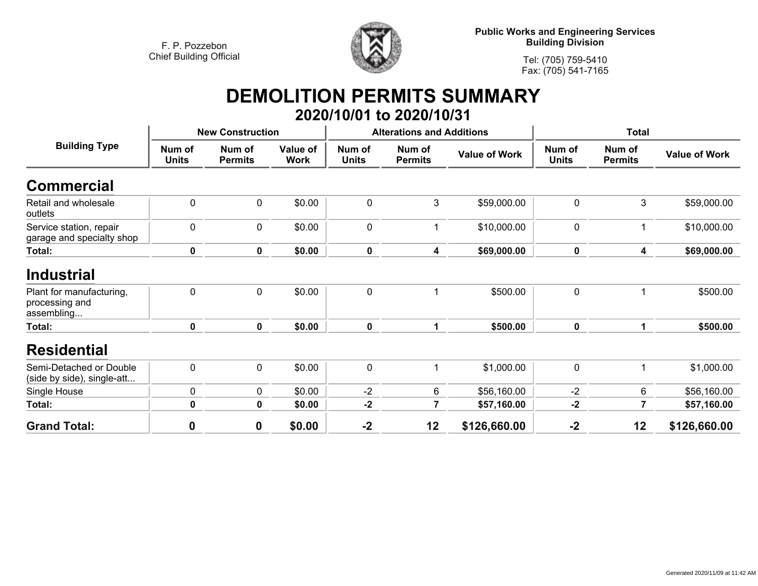F. P. Pozzebon
Chief Building Official

**Public Works and Engineering Services**
**Building Division**

Tel: (705) 759-5410
Fax: (705) 541-7165

# DEMOLITION PERMITS SUMMARY

## 2020/10/01 to 2020/10/31

| Building Type | New Construction | | | Alterations and Additions | | | Total | | |
|---|---|---|---|---|---|---|---|---|---|
| | Num of Units | Num of Permits | Value of Work | Num of Units | Num of Permits | Value of Work | Num of Units | Num of Permits | Value of Work |
| **Commercial** | | | | | | | | | |
| Retail and wholesale outlets | 0 | 0 | $0.00 | 0 | 3 | $59,000.00 | 0 | 3 | $59,000.00 |
| Service station, repair garage and specialty shop | 0 | 0 | $0.00 | 0 | 1 | $10,000.00 | 0 | 1 | $10,000.00 |
| **Total:** | **0** | **0** | **$0.00** | **0** | **4** | **$69,000.00** | **0** | **4** | **$69,000.00** |
| **Industrial** | | | | | | | | | |
| Plant for manufacturing, processing and assembling... | 0 | 0 | $0.00 | 0 | 1 | $500.00 | 0 | 1 | $500.00 |
| **Total:** | **0** | **0** | **$0.00** | **0** | **1** | **$500.00** | **0** | **1** | **$500.00** |
| **Residential** | | | | | | | | | |
| Semi-Detached or Double (side by side), single-att... | 0 | 0 | $0.00 | 0 | 1 | $1,000.00 | 0 | 1 | $1,000.00 |
| Single House | 0 | 0 | $0.00 | -2 | 6 | $56,160.00 | -2 | 6 | $56,160.00 |
| **Total:** | **0** | **0** | **$0.00** | **-2** | **7** | **$57,160.00** | **-2** | **7** | **$57,160.00** |
| **Grand Total:** | **0** | **0** | **$0.00** | **-2** | **12** | **$126,660.00** | **-2** | **12** | **$126,660.00** |

Generated 2020/11/09 at 11:42 AM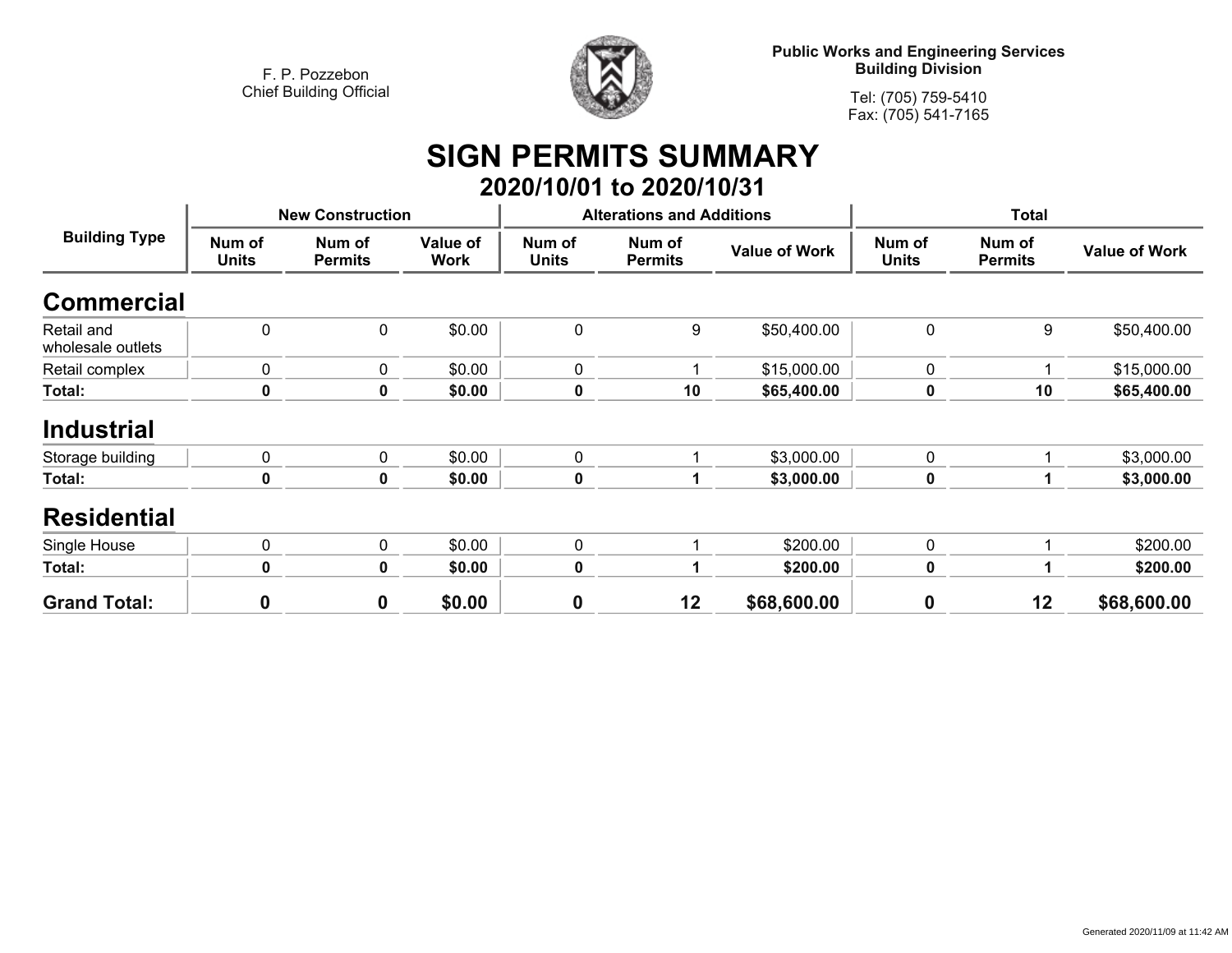F. P. Pozzebon
Chief Building Official

**Public Works and Engineering Services**
**Building Division**

Tel: (705) 759-5410
Fax: (705) 541-7165

# SIGN PERMITS SUMMARY

## 2020/10/01 to 2020/10/31

| Building Type | New Construction | | | Alterations and Additions | | | Total | | |
|---|---|---|---|---|---|---|---|---|---|
| | Num of Units | Num of Permits | Value of Work | Num of Units | Num of Permits | Value of Work | Num of Units | Num of Permits | Value of Work |
| **Commercial** | | | | | | | | | |
| Retail and wholesale outlets | 0 | 0 | $0.00 | 0 | 9 | $50,400.00 | 0 | 9 | $50,400.00 |
| Retail complex | 0 | 0 | $0.00 | 0 | 1 | $15,000.00 | 0 | 1 | $15,000.00 |
| **Total:** | **0** | **0** | **$0.00** | **0** | **10** | **$65,400.00** | **0** | **10** | **$65,400.00** |
| **Industrial** | | | | | | | | | |
| Storage building | 0 | 0 | $0.00 | 0 | 1 | $3,000.00 | 0 | 1 | $3,000.00 |
| **Total:** | **0** | **0** | **$0.00** | **0** | **1** | **$3,000.00** | **0** | **1** | **$3,000.00** |
| **Residential** | | | | | | | | | |
| Single House | 0 | 0 | $0.00 | 0 | 1 | $200.00 | 0 | 1 | $200.00 |
| **Total:** | **0** | **0** | **$0.00** | **0** | **1** | **$200.00** | **0** | **1** | **$200.00** |
| **Grand Total:** | **0** | **0** | **$0.00** | **0** | **12** | **$68,600.00** | **0** | **12** | **$68,600.00** |

Generated 2020/11/09 at 11:42 AM